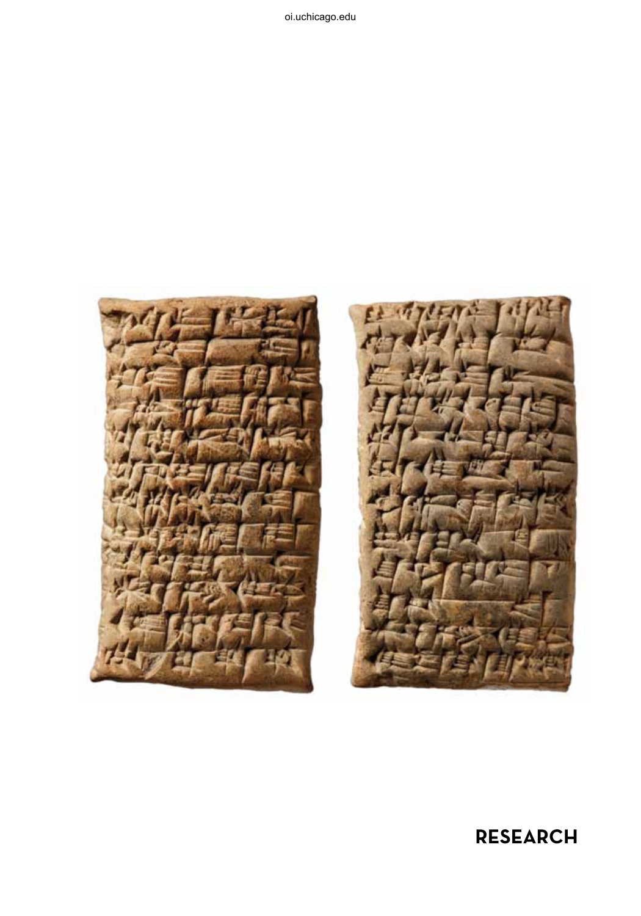# RESEARCH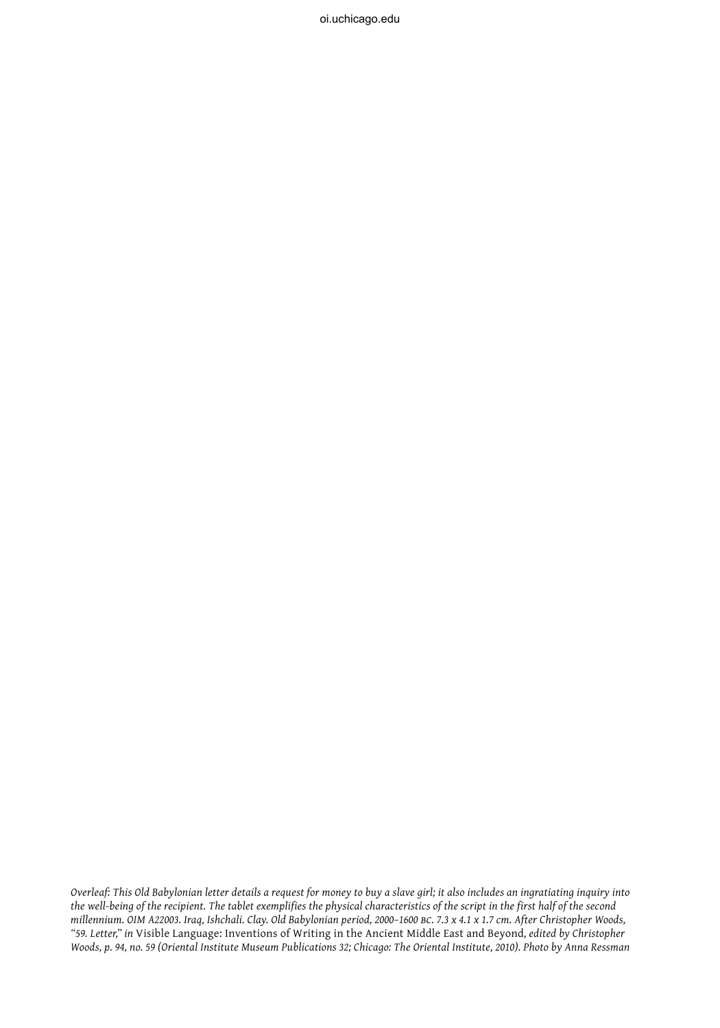*Overleaf: This Old Babylonian letter details a request for money to buy a slave girl; it also includes an ingratiating inquiry into the well-being of the recipient. The tablet exemplifies the physical characteristics of the script in the first half of the second millennium. OIM A22003. Iraq, Ishchali. Clay. Old Babylonian period, 2000–1600 BC. 7.3 x 4.1 x 1.7 cm. After Christopher Woods, "59. Letter," in* Visible Language: Inventions of Writing in the Ancient Middle East and Beyond, *edited by Christopher Woods, p. 94, no. 59 (Oriental Institute Museum Publications 32; Chicago: The Oriental Institute, 2010). Photo by Anna Ressman*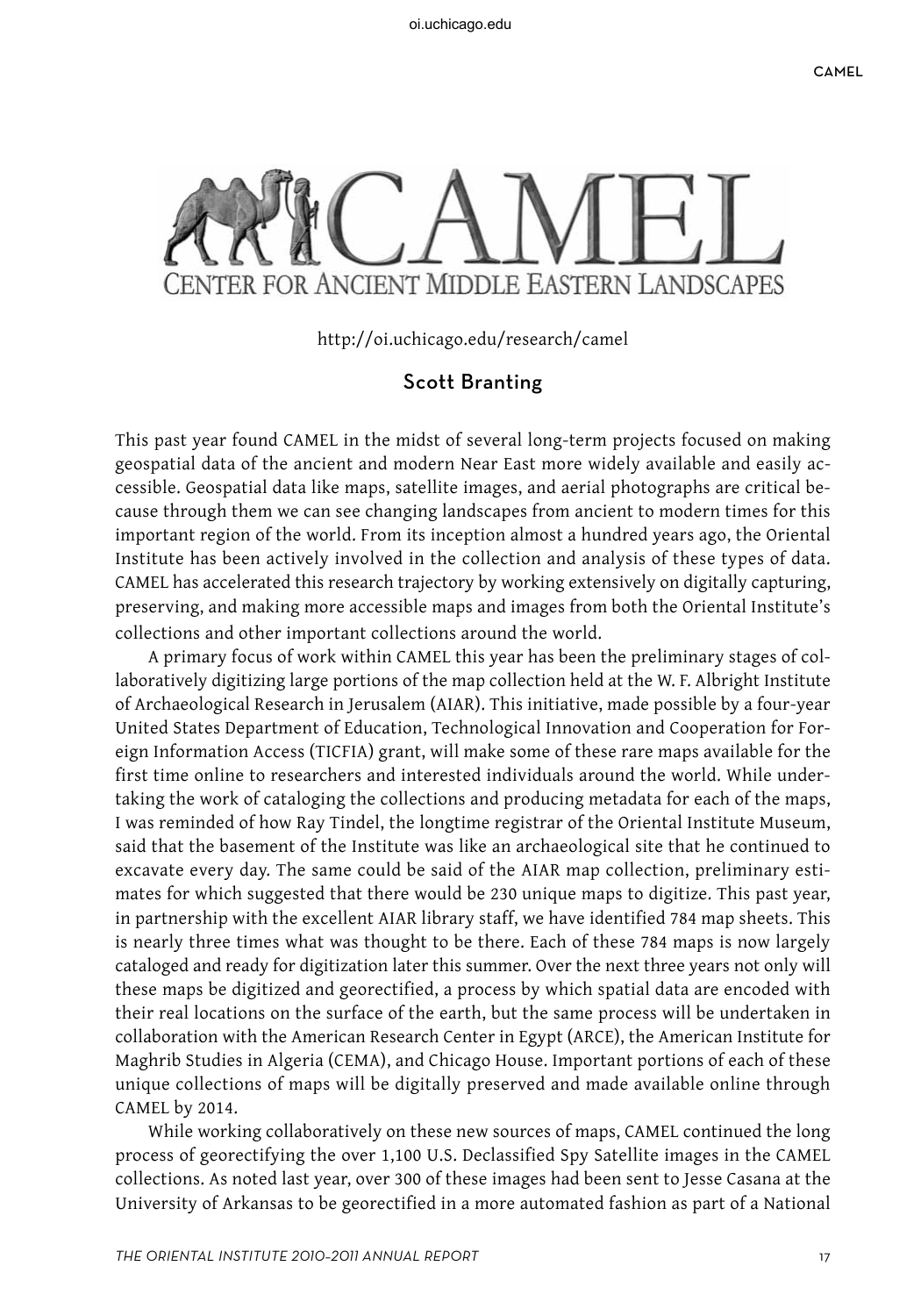# CAMEL

## CENTER FOR ANCIENT MIDDLE EASTERN LANDSCAPES

http://oi.uchicago.edu/research/camel

### Scott Branting

This past year found CAMEL in the midst of several long-term projects focused on making geospatial data of the ancient and modern Near East more widely available and easily accessible. Geospatial data like maps, satellite images, and aerial photographs are critical because through them we can see changing landscapes from ancient to modern times for this important region of the world. From its inception almost a hundred years ago, the Oriental Institute has been actively involved in the collection and analysis of these types of data. CAMEL has accelerated this research trajectory by working extensively on digitally capturing, preserving, and making more accessible maps and images from both the Oriental Institute's collections and other important collections around the world.

A primary focus of work within CAMEL this year has been the preliminary stages of collaboratively digitizing large portions of the map collection held at the W. F. Albright Institute of Archaeological Research in Jerusalem (AIAR). This initiative, made possible by a four-year United States Department of Education, Technological Innovation and Cooperation for Foreign Information Access (TICFIA) grant, will make some of these rare maps available for the first time online to researchers and interested individuals around the world. While undertaking the work of cataloging the collections and producing metadata for each of the maps, I was reminded of how Ray Tindel, the longtime registrar of the Oriental Institute Museum, said that the basement of the Institute was like an archaeological site that he continued to excavate every day. The same could be said of the AIAR map collection, preliminary estimates for which suggested that there would be 230 unique maps to digitize. This past year, in partnership with the excellent AIAR library staff, we have identified 784 map sheets. This is nearly three times what was thought to be there. Each of these 784 maps is now largely cataloged and ready for digitization later this summer. Over the next three years not only will these maps be digitized and georectified, a process by which spatial data are encoded with their real locations on the surface of the earth, but the same process will be undertaken in collaboration with the American Research Center in Egypt (ARCE), the American Institute for Maghrib Studies in Algeria (CEMA), and Chicago House. Important portions of each of these unique collections of maps will be digitally preserved and made available online through CAMEL by 2014.

While working collaboratively on these new sources of maps, CAMEL continued the long process of georectifying the over 1,100 U.S. Declassified Spy Satellite images in the CAMEL collections. As noted last year, over 300 of these images had been sent to Jesse Casana at the University of Arkansas to be georectified in a more automated fashion as part of a National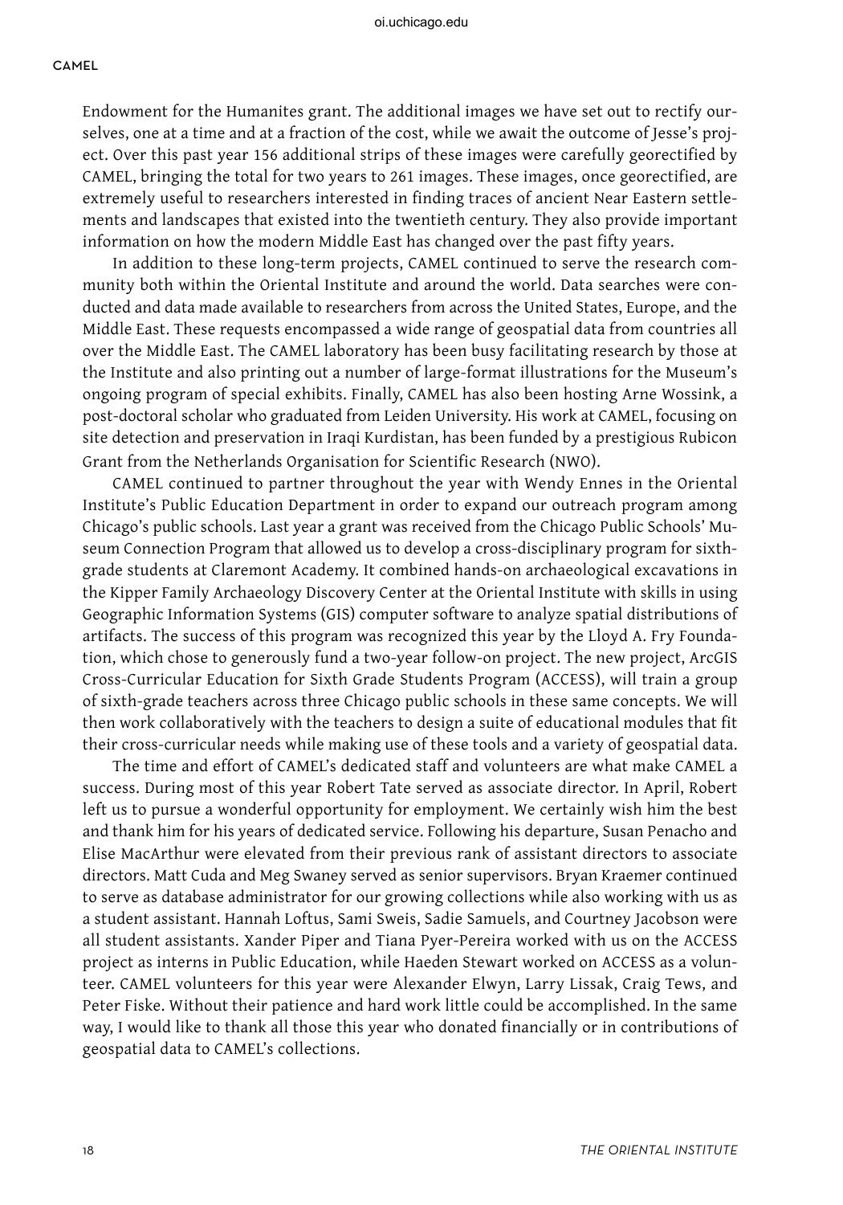Endowment for the Humanites grant. The additional images we have set out to rectify ourselves, one at a time and at a fraction of the cost, while we await the outcome of Jesse's project. Over this past year 156 additional strips of these images were carefully georectified by CAMEL, bringing the total for two years to 261 images. These images, once georectified, are extremely useful to researchers interested in finding traces of ancient Near Eastern settlements and landscapes that existed into the twentieth century. They also provide important information on how the modern Middle East has changed over the past fifty years.

In addition to these long-term projects, CAMEL continued to serve the research community both within the Oriental Institute and around the world. Data searches were conducted and data made available to researchers from across the United States, Europe, and the Middle East. These requests encompassed a wide range of geospatial data from countries all over the Middle East. The CAMEL laboratory has been busy facilitating research by those at the Institute and also printing out a number of large-format illustrations for the Museum's ongoing program of special exhibits. Finally, CAMEL has also been hosting Arne Wossink, a post-doctoral scholar who graduated from Leiden University. His work at CAMEL, focusing on site detection and preservation in Iraqi Kurdistan, has been funded by a prestigious Rubicon Grant from the Netherlands Organisation for Scientific Research (NWO).

CAMEL continued to partner throughout the year with Wendy Ennes in the Oriental Institute's Public Education Department in order to expand our outreach program among Chicago's public schools. Last year a grant was received from the Chicago Public Schools' Museum Connection Program that allowed us to develop a cross-disciplinary program for sixth-grade students at Claremont Academy. It combined hands-on archaeological excavations in the Kipper Family Archaeology Discovery Center at the Oriental Institute with skills in using Geographic Information Systems (GIS) computer software to analyze spatial distributions of artifacts. The success of this program was recognized this year by the Lloyd A. Fry Foundation, which chose to generously fund a two-year follow-on project. The new project, ArcGIS Cross-Curricular Education for Sixth Grade Students Program (ACCESS), will train a group of sixth-grade teachers across three Chicago public schools in these same concepts. We will then work collaboratively with the teachers to design a suite of educational modules that fit their cross-curricular needs while making use of these tools and a variety of geospatial data.

The time and effort of CAMEL's dedicated staff and volunteers are what make CAMEL a success. During most of this year Robert Tate served as associate director. In April, Robert left us to pursue a wonderful opportunity for employment. We certainly wish him the best and thank him for his years of dedicated service. Following his departure, Susan Penacho and Elise MacArthur were elevated from their previous rank of assistant directors to associate directors. Matt Cuda and Meg Swaney served as senior supervisors. Bryan Kraemer continued to serve as database administrator for our growing collections while also working with us as a student assistant. Hannah Loftus, Sami Sweis, Sadie Samuels, and Courtney Jacobson were all student assistants. Xander Piper and Tiana Pyer-Pereira worked with us on the ACCESS project as interns in Public Education, while Haeden Stewart worked on ACCESS as a volunteer. CAMEL volunteers for this year were Alexander Elwyn, Larry Lissak, Craig Tews, and Peter Fiske. Without their patience and hard work little could be accomplished. In the same way, I would like to thank all those this year who donated financially or in contributions of geospatial data to CAMEL's collections.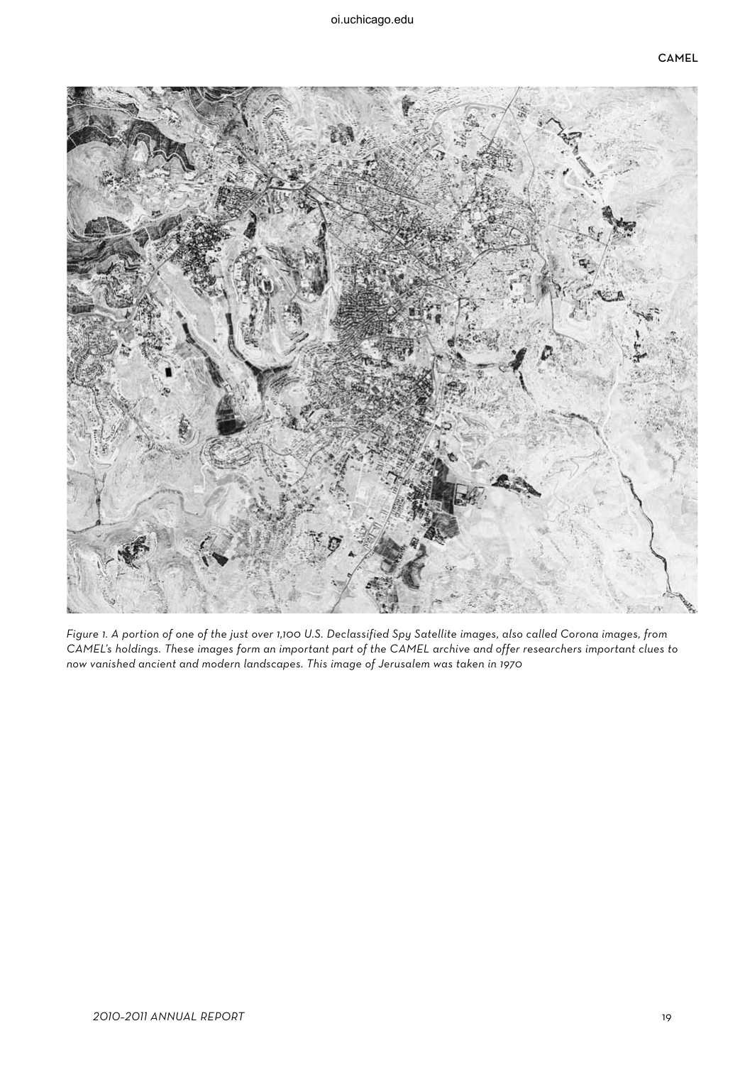*Figure 1. A portion of one of the just over 1,100 U.S. Declassified Spy Satellite images, also called Corona images, from CAMEL's holdings. These images form an important part of the CAMEL archive and offer researchers important clues to now vanished ancient and modern landscapes. This image of Jerusalem was taken in 1970*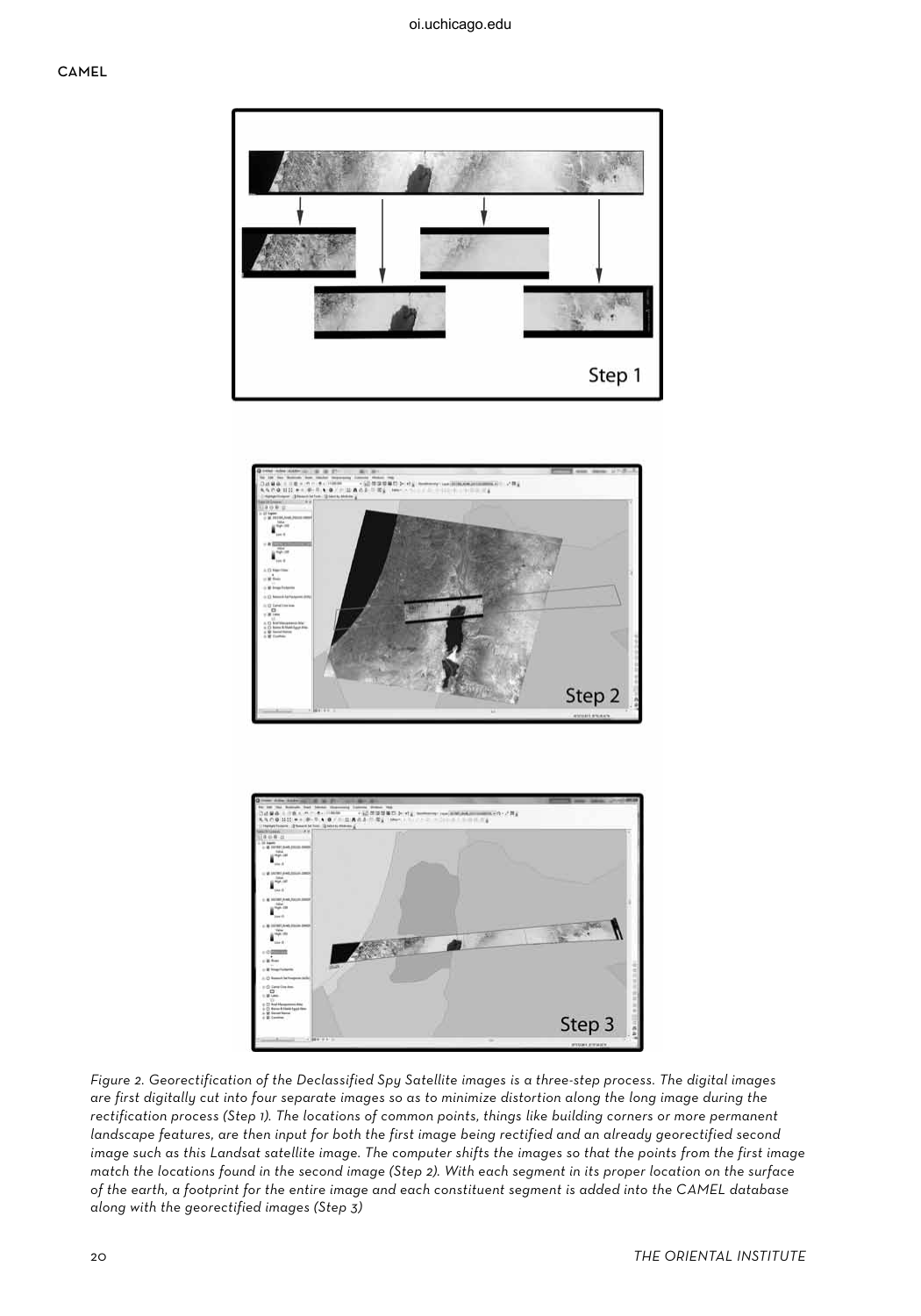*Figure 2. Georectification of the Declassified Spy Satellite images is a three-step process. The digital images are first digitally cut into four separate images so as to minimize distortion along the long image during the rectification process (Step 1). The locations of common points, things like building corners or more permanent landscape features, are then input for both the first image being rectified and an already georectified second image such as this Landsat satellite image. The computer shifts the images so that the points from the first image match the locations found in the second image (Step 2). With each segment in its proper location on the surface of the earth, a footprint for the entire image and each constituent segment is added into the CAMEL database along with the georectified images (Step 3)*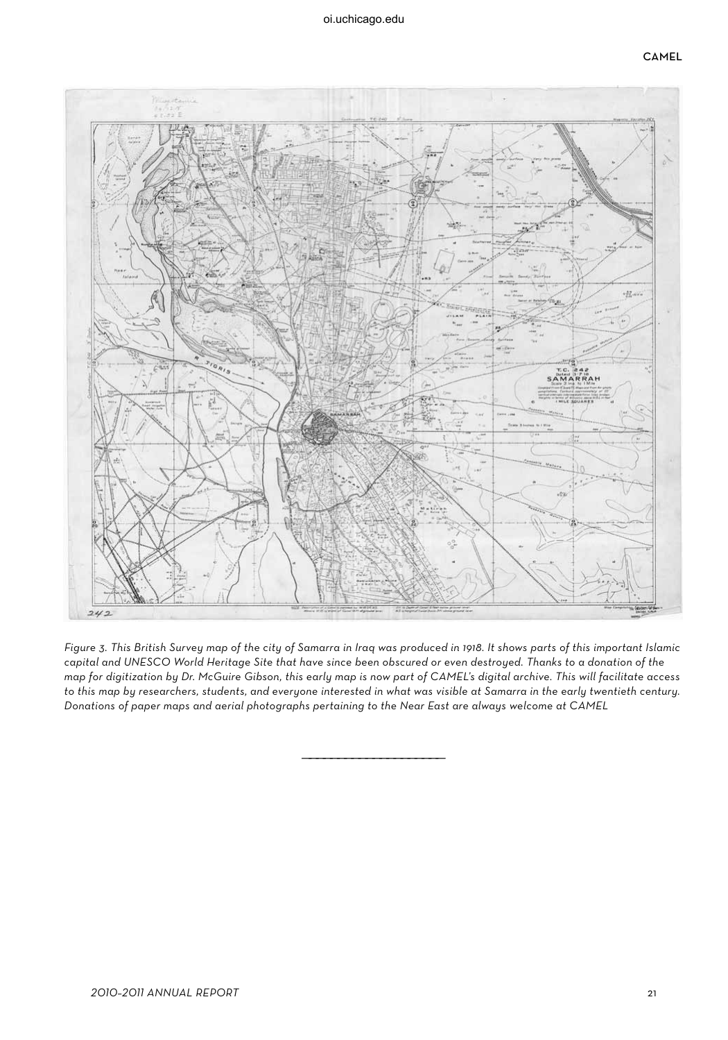*Figure 3. This British Survey map of the city of Samarra in Iraq was produced in 1918. It shows parts of this important Islamic capital and UNESCO World Heritage Site that have since been obscured or even destroyed. Thanks to a donation of the map for digitization by Dr. McGuire Gibson, this early map is now part of CAMEL's digital archive. This will facilitate access to this map by researchers, students, and everyone interested in what was visible at Samarra in the early twentieth century. Donations of paper maps and aerial photographs pertaining to the Near East are always welcome at CAMEL*

---